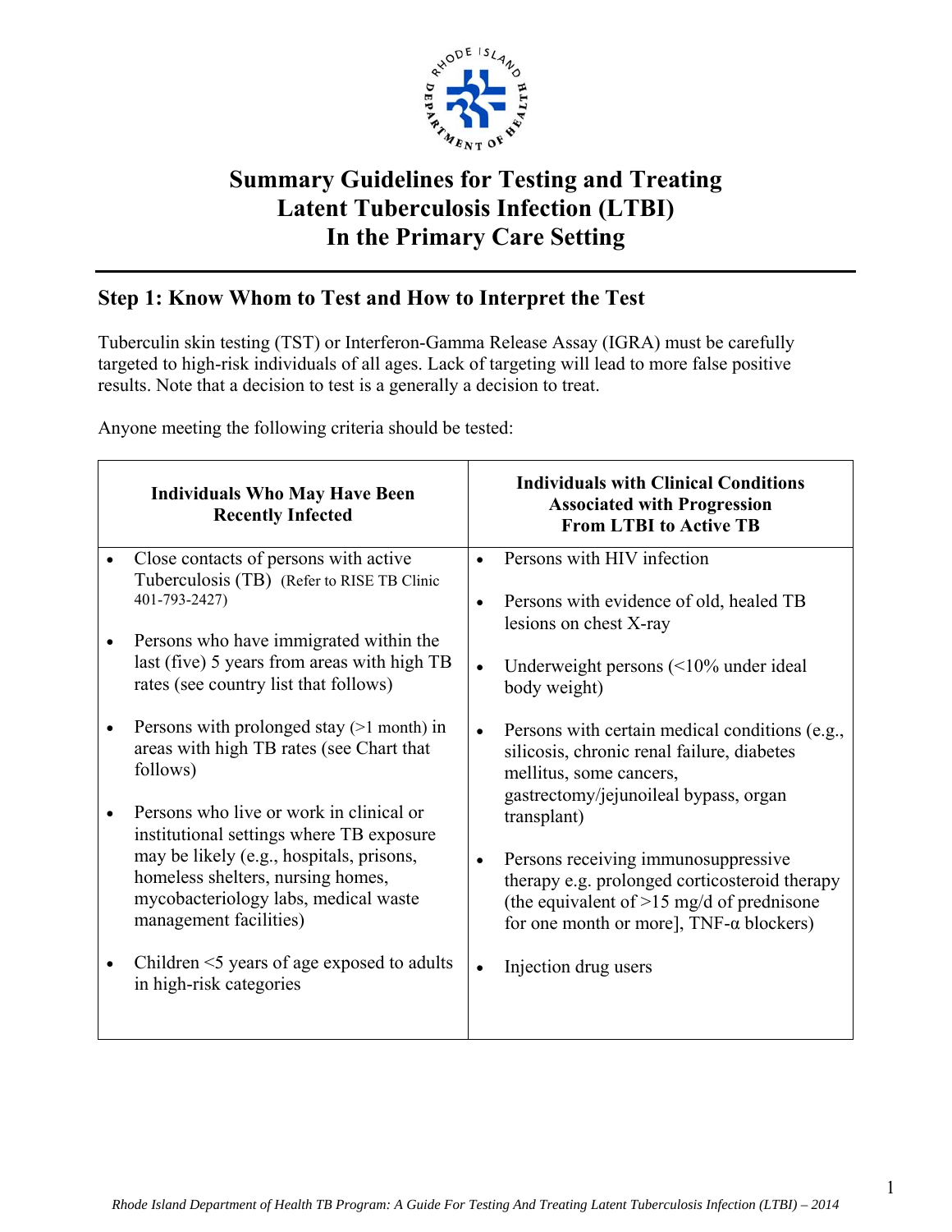# Summary Guidelines for Testing and Treating Latent Tuberculosis Infection (LTBI) In the Primary Care Setting

## Step 1: Know Whom to Test and How to Interpret the Test

Tuberculin skin testing (TST) or Interferon-Gamma Release Assay (IGRA) must be carefully targeted to high-risk individuals of all ages. Lack of targeting will lead to more false positive results. Note that a decision to test is a generally a decision to treat.

Anyone meeting the following criteria should be tested:

| Individuals Who May Have Been Recently Infected | Individuals with Clinical Conditions Associated with Progression From LTBI to Active TB |
|---|---|
| • Close contacts of persons with active Tuberculosis (TB) (Refer to RISE TB Clinic 401-793-2427)<br>• Persons who have immigrated within the last (five) 5 years from areas with high TB rates (see country list that follows)<br>• Persons with prolonged stay (>1 month) in areas with high TB rates (see Chart that follows)<br>• Persons who live or work in clinical or institutional settings where TB exposure may be likely (e.g., hospitals, prisons, homeless shelters, nursing homes, mycobacteriology labs, medical waste management facilities)<br>• Children <5 years of age exposed to adults in high-risk categories | • Persons with HIV infection<br>• Persons with evidence of old, healed TB lesions on chest X-ray<br>• Underweight persons (<10% under ideal body weight)<br>• Persons with certain medical conditions (e.g., silicosis, chronic renal failure, diabetes mellitus, some cancers, gastrectomy/jejunoileal bypass, organ transplant)<br>• Persons receiving immunosuppressive therapy e.g. prolonged corticosteroid therapy (the equivalent of >15 mg/d of prednisone for one month or more], TNF-α blockers)<br>• Injection drug users |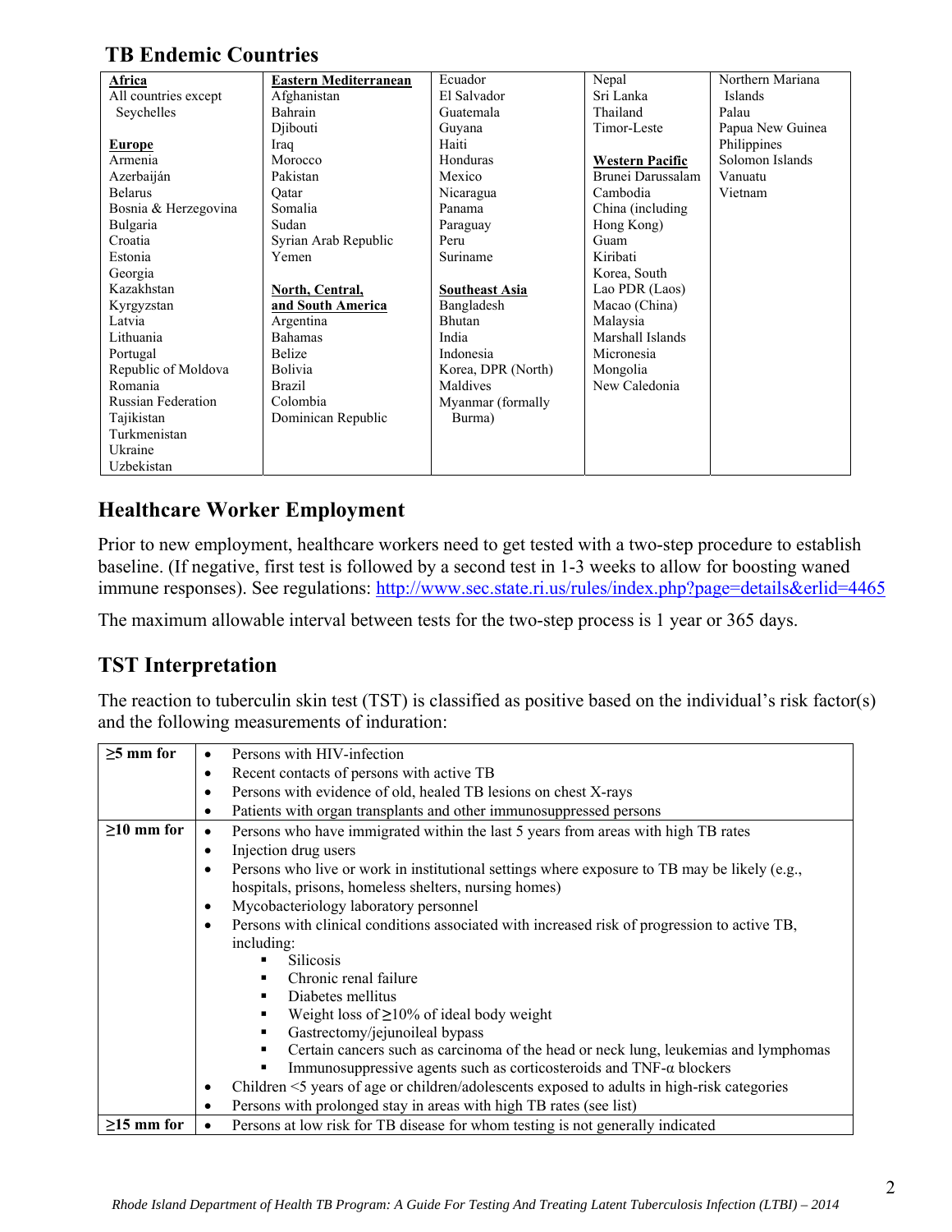## TB Endemic Countries

| | | | | |
|---|---|---|---|---|
| **Africa**<br>All countries except Seychelles<br><br>**Europe**<br>Armenia<br>Azerbaiján<br>Belarus<br>Bosnia & Herzegovina<br>Bulgaria<br>Croatia<br>Estonia<br>Georgia<br>Kazakhstan<br>Kyrgyzstan<br>Latvia<br>Lithuania<br>Portugal<br>Republic of Moldova<br>Romania<br>Russian Federation<br>Tajikistan<br>Turkmenistan<br>Ukraine<br>Uzbekistan | **Eastern Mediterranean**<br>Afghanistan<br>Bahrain<br>Djibouti<br>Iraq<br>Morocco<br>Pakistan<br>Qatar<br>Somalia<br>Sudan<br>Syrian Arab Republic<br>Yemen<br><br>**North, Central, and South America**<br>Argentina<br>Bahamas<br>Belize<br>Bolivia<br>Brazil<br>Colombia<br>Dominican Republic | Ecuador<br>El Salvador<br>Guatemala<br>Guyana<br>Haiti<br>Honduras<br>Mexico<br>Nicaragua<br>Panama<br>Paraguay<br>Peru<br>Suriname<br><br>**Southeast Asia**<br>Bangladesh<br>Bhutan<br>India<br>Indonesia<br>Korea, DPR (North)<br>Maldives<br>Myanmar (formally Burma) | Nepal<br>Sri Lanka<br>Thailand<br>Timor-Leste<br><br>**Western Pacific**<br>Brunei Darussalam<br>Cambodia<br>China (including Hong Kong)<br>Guam<br>Kiribati<br>Korea, South<br>Lao PDR (Laos)<br>Macao (China)<br>Malaysia<br>Marshall Islands<br>Micronesia<br>Mongolia<br>New Caledonia | Northern Mariana Islands<br>Palau<br>Papua New Guinea<br>Philippines<br>Solomon Islands<br>Vanuatu<br>Vietnam |

## Healthcare Worker Employment

Prior to new employment, healthcare workers need to get tested with a two-step procedure to establish baseline. (If negative, first test is followed by a second test in 1-3 weeks to allow for boosting waned immune responses). See regulations: http://www.sec.state.ri.us/rules/index.php?page=details&erlid=4465

The maximum allowable interval between tests for the two-step process is 1 year or 365 days.

## TST Interpretation

The reaction to tuberculin skin test (TST) is classified as positive based on the individual's risk factor(s) and the following measurements of induration:

| | |
|---|---|
| **≥5 mm for** | • Persons with HIV-infection<br>• Recent contacts of persons with active TB<br>• Persons with evidence of old, healed TB lesions on chest X-rays<br>• Patients with organ transplants and other immunosuppressed persons |
| **≥10 mm for** | • Persons who have immigrated within the last 5 years from areas with high TB rates<br>• Injection drug users<br>• Persons who live or work in institutional settings where exposure to TB may be likely (e.g., hospitals, prisons, homeless shelters, nursing homes)<br>• Mycobacteriology laboratory personnel<br>• Persons with clinical conditions associated with increased risk of progression to active TB, including:<br>&nbsp;&nbsp;▪ Silicosis<br>&nbsp;&nbsp;▪ Chronic renal failure<br>&nbsp;&nbsp;▪ Diabetes mellitus<br>&nbsp;&nbsp;▪ Weight loss of ≥10% of ideal body weight<br>&nbsp;&nbsp;▪ Gastrectomy/jejunoileal bypass<br>&nbsp;&nbsp;▪ Certain cancers such as carcinoma of the head or neck lung, leukemias and lymphomas<br>&nbsp;&nbsp;▪ Immunosuppressive agents such as corticosteroids and TNF-α blockers<br>• Children <5 years of age or children/adolescents exposed to adults in high-risk categories<br>• Persons with prolonged stay in areas with high TB rates (see list) |
| **≥15 mm for** | • Persons at low risk for TB disease for whom testing is not generally indicated |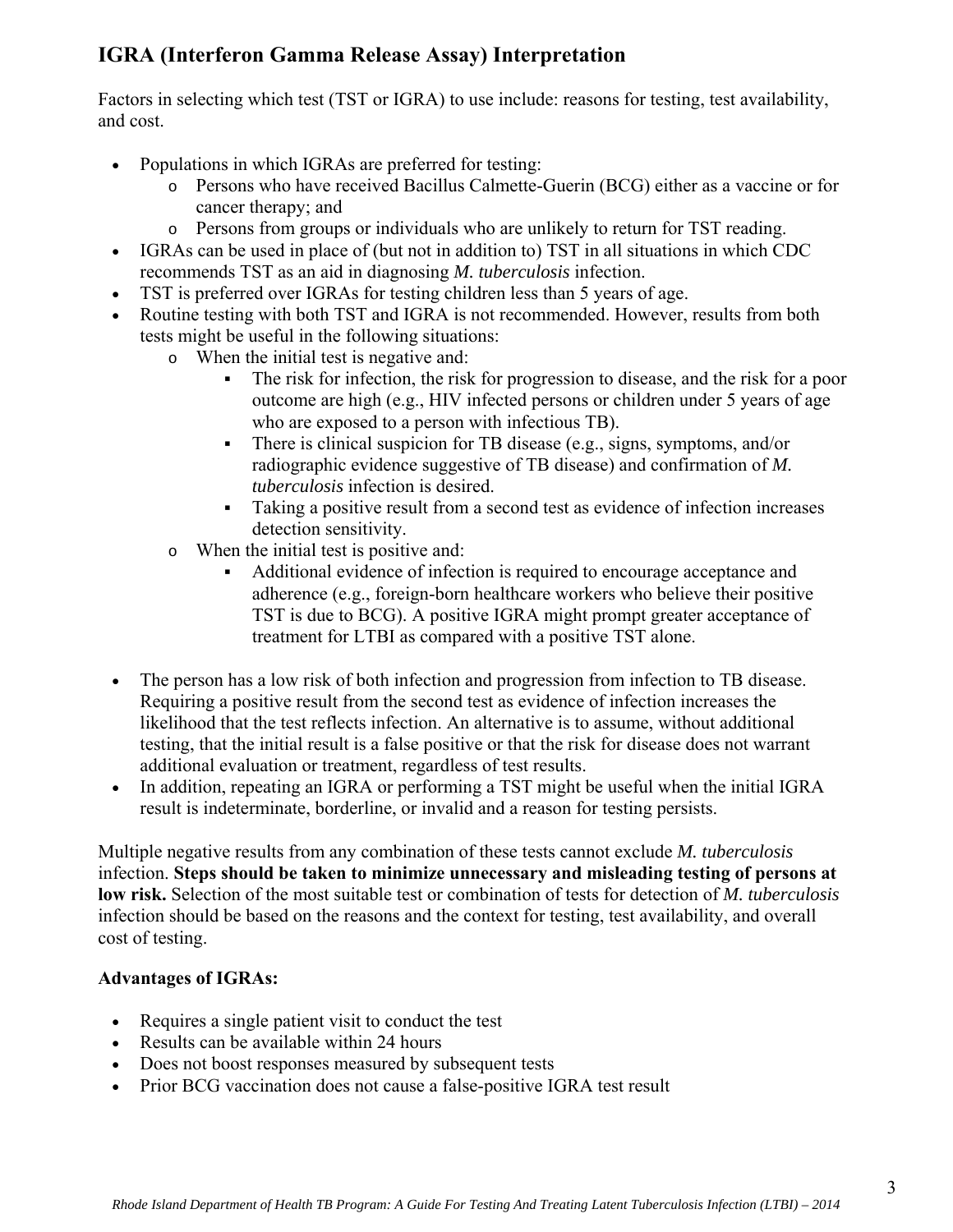## IGRA (Interferon Gamma Release Assay) Interpretation

Factors in selecting which test (TST or IGRA) to use include: reasons for testing, test availability, and cost.

- Populations in which IGRAs are preferred for testing:
  - Persons who have received Bacillus Calmette-Guerin (BCG) either as a vaccine or for cancer therapy; and
  - Persons from groups or individuals who are unlikely to return for TST reading.
- IGRAs can be used in place of (but not in addition to) TST in all situations in which CDC recommends TST as an aid in diagnosing *M. tuberculosis* infection.
- TST is preferred over IGRAs for testing children less than 5 years of age.
- Routine testing with both TST and IGRA is not recommended. However, results from both tests might be useful in the following situations:
  - When the initial test is negative and:
    - The risk for infection, the risk for progression to disease, and the risk for a poor outcome are high (e.g., HIV infected persons or children under 5 years of age who are exposed to a person with infectious TB).
    - There is clinical suspicion for TB disease (e.g., signs, symptoms, and/or radiographic evidence suggestive of TB disease) and confirmation of *M. tuberculosis* infection is desired.
    - Taking a positive result from a second test as evidence of infection increases detection sensitivity.
  - When the initial test is positive and:
    - Additional evidence of infection is required to encourage acceptance and adherence (e.g., foreign-born healthcare workers who believe their positive TST is due to BCG). A positive IGRA might prompt greater acceptance of treatment for LTBI as compared with a positive TST alone.

- The person has a low risk of both infection and progression from infection to TB disease. Requiring a positive result from the second test as evidence of infection increases the likelihood that the test reflects infection. An alternative is to assume, without additional testing, that the initial result is a false positive or that the risk for disease does not warrant additional evaluation or treatment, regardless of test results.
- In addition, repeating an IGRA or performing a TST might be useful when the initial IGRA result is indeterminate, borderline, or invalid and a reason for testing persists.

Multiple negative results from any combination of these tests cannot exclude *M. tuberculosis* infection. **Steps should be taken to minimize unnecessary and misleading testing of persons at low risk.** Selection of the most suitable test or combination of tests for detection of *M. tuberculosis* infection should be based on the reasons and the context for testing, test availability, and overall cost of testing.

**Advantages of IGRAs:**

- Requires a single patient visit to conduct the test
- Results can be available within 24 hours
- Does not boost responses measured by subsequent tests
- Prior BCG vaccination does not cause a false-positive IGRA test result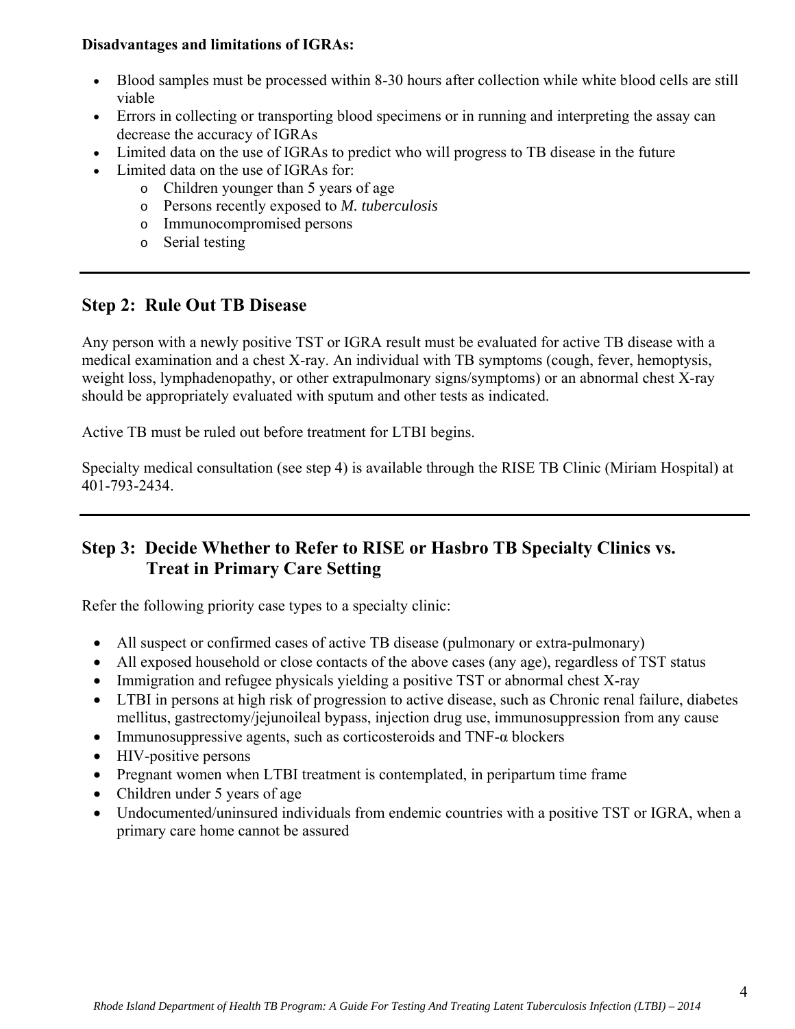**Disadvantages and limitations of IGRAs:**

- Blood samples must be processed within 8-30 hours after collection while white blood cells are still viable
- Errors in collecting or transporting blood specimens or in running and interpreting the assay can decrease the accuracy of IGRAs
- Limited data on the use of IGRAs to predict who will progress to TB disease in the future
- Limited data on the use of IGRAs for:
  - Children younger than 5 years of age
  - Persons recently exposed to *M. tuberculosis*
  - Immunocompromised persons
  - Serial testing

---

## Step 2: Rule Out TB Disease

Any person with a newly positive TST or IGRA result must be evaluated for active TB disease with a medical examination and a chest X-ray. An individual with TB symptoms (cough, fever, hemoptysis, weight loss, lymphadenopathy, or other extrapulmonary signs/symptoms) or an abnormal chest X-ray should be appropriately evaluated with sputum and other tests as indicated.

Active TB must be ruled out before treatment for LTBI begins.

Specialty medical consultation (see step 4) is available through the RISE TB Clinic (Miriam Hospital) at 401-793-2434.

---

## Step 3: Decide Whether to Refer to RISE or Hasbro TB Specialty Clinics vs. Treat in Primary Care Setting

Refer the following priority case types to a specialty clinic:

- All suspect or confirmed cases of active TB disease (pulmonary or extra-pulmonary)
- All exposed household or close contacts of the above cases (any age), regardless of TST status
- Immigration and refugee physicals yielding a positive TST or abnormal chest X-ray
- LTBI in persons at high risk of progression to active disease, such as Chronic renal failure, diabetes mellitus, gastrectomy/jejunoileal bypass, injection drug use, immunosuppression from any cause
- Immunosuppressive agents, such as corticosteroids and TNF-α blockers
- HIV-positive persons
- Pregnant women when LTBI treatment is contemplated, in peripartum time frame
- Children under 5 years of age
- Undocumented/uninsured individuals from endemic countries with a positive TST or IGRA, when a primary care home cannot be assured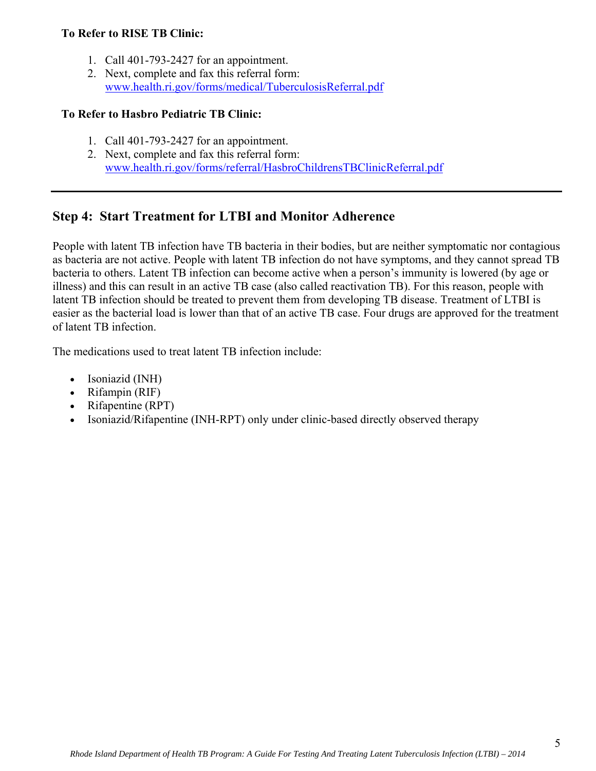**To Refer to RISE TB Clinic:**

1. Call 401-793-2427 for an appointment.
2. Next, complete and fax this referral form: [www.health.ri.gov/forms/medical/TuberculosisReferral.pdf](www.health.ri.gov/forms/medical/TuberculosisReferral.pdf)

**To Refer to Hasbro Pediatric TB Clinic:**

1. Call 401-793-2427 for an appointment.
2. Next, complete and fax this referral form: [www.health.ri.gov/forms/referral/HasbroChildrensTBClinicReferral.pdf](www.health.ri.gov/forms/referral/HasbroChildrensTBClinicReferral.pdf)

---

## Step 4: Start Treatment for LTBI and Monitor Adherence

People with latent TB infection have TB bacteria in their bodies, but are neither symptomatic nor contagious as bacteria are not active. People with latent TB infection do not have symptoms, and they cannot spread TB bacteria to others. Latent TB infection can become active when a person's immunity is lowered (by age or illness) and this can result in an active TB case (also called reactivation TB). For this reason, people with latent TB infection should be treated to prevent them from developing TB disease. Treatment of LTBI is easier as the bacterial load is lower than that of an active TB case. Four drugs are approved for the treatment of latent TB infection.

The medications used to treat latent TB infection include:

- Isoniazid (INH)
- Rifampin (RIF)
- Rifapentine (RPT)
- Isoniazid/Rifapentine (INH-RPT) only under clinic-based directly observed therapy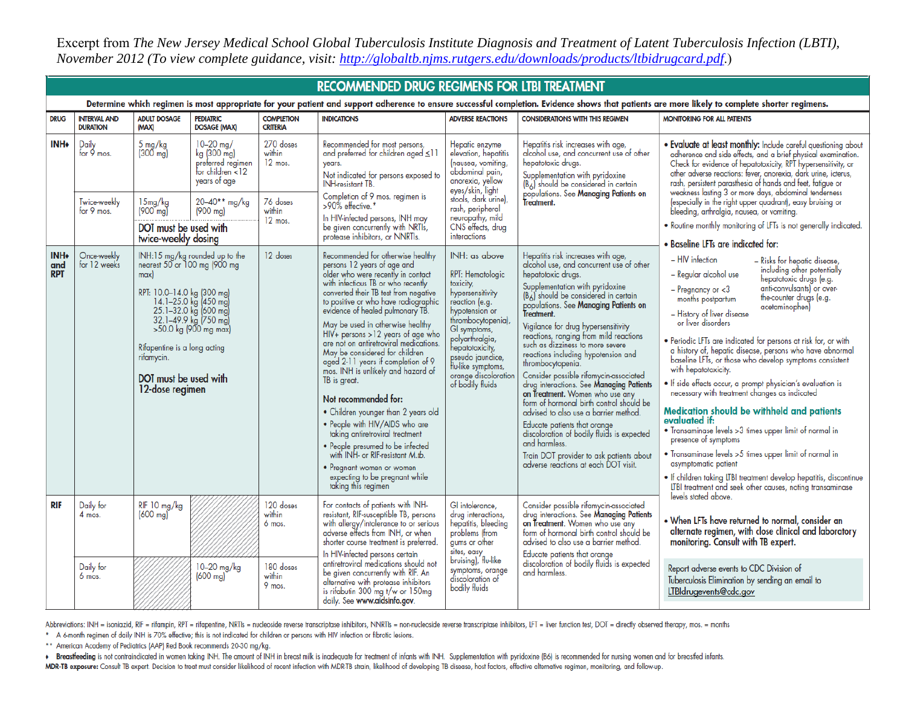Excerpt from *The New Jersey Medical School Global Tuberculosis Institute Diagnosis and Treatment of Latent Tuberculosis Infection (LBTI), November 2012 (To view complete guidance, visit: http://globaltb.njms.rutgers.edu/downloads/products/ltbidrugcard.pdf.)*

# RECOMMENDED DRUG REGIMENS FOR LTBI TREATMENT

**Determine which regimen is most appropriate for your patient and support adherence to ensure successful completion. Evidence shows that patients are more likely to complete shorter regimens.**

| DRUG | INTERVAL AND DURATION | ADULT DOSAGE (MAX) | PEDIATRIC DOSAGE (MAX) | COMPLETION CRITERIA | INDICATIONS | ADVERSE REACTIONS | CONSIDERATIONS WITH THIS REGIMEN |
|---|---|---|---|---|---|---|---|
| **INH♦** | Daily for 9 mos. | 5 mg/kg (300 mg) | 10–20 mg/kg (300 mg) preferred regimen for children <12 years of age | 270 doses within 12 mos. | Recommended for most persons, and preferred for children aged ≤11 years.<br>Not indicated for persons exposed to INH-resistant TB.<br>Completion of 9 mos. regimen is >90% effective.*<br>In HIV-infected persons, INH may be given concurrently with NRTIs, protease inhibitors, or NNRTIs. | Hepatic enzyme elevation, hepatitis (nausea, vomiting, abdominal pain, anorexia, yellow eyes/skin, light stools, dark urine), rash, peripheral neuropathy, mild CNS effects, drug interactions | Hepatitis risk increases with age, alcohol use, and concurrent use of other hepatotoxic drugs.<br>Supplementation with pyridoxine ($B_6$) should be considered in certain populations. See **Managing Patients on Treatment**. |
| | Twice-weekly for 9 mos.<br>**DOT must be used with twice-weekly dosing** | 15mg/kg (900 mg) | 20–40** mg/kg (900 mg) | 76 doses within 12 mos. | | | |
| **INH♦ and RPT** | Once-weekly for 12 weeks | INH:15 mg/kg rounded up to the nearest 50 or 100 mg (900 mg max)<br>RPT: 10.0–14.0 kg (300 mg)<br>14.1–25.0 kg (450 mg)<br>25.1–32.0 kg (600 mg)<br>32.1–49.9 kg (750 mg)<br>>50.0 kg (900 mg max)<br>Rifapentine is a long acting rifamycin.<br>**DOT must be used with 12-dose regimen** | | 12 doses | Recommended for otherwise healthy persons 12 years of age and older who were recently in contact with infectious TB or who recently converted their TB test from negative to positive or who have radiographic evidence of healed pulmonary TB.<br>May be used in otherwise healthy HIV+ persons >12 years of age who are not on antiretroviral medications. May be considered for children aged 2-11 years if completion of 9 mos. INH is unlikely and hazard of TB is great.<br>**Not recommended for:**<br>• Children younger than 2 years old<br>• People with HIV/AIDS who are taking antiretroviral treatment<br>• People presumed to be infected with INH- or RIF-resistant *M.tb.*<br>• Pregnant women or women expecting to be pregnant while taking this regimen | INH: as above<br>RPT: Hematologic toxicity, hypersensitivity reaction (e.g. hypotension or thrombocytopenia), GI symptoms, polyarthralgia, hepatotoxicity, pseudo jaundice, flu-like symptoms, orange discoloration of bodily fluids | Hepatitis risk increases with age, alcohol use, and concurrent use of other hepatotoxic drugs.<br>Supplementation with pyridoxine ($B_6$) should be considered in certain populations. See **Managing Patients on Treatment**.<br>Vigilance for drug hypersensitivity reactions, ranging from mild reactions such as dizziness to more severe reactions including hypotension and thrombocytopenia.<br>Consider possible rifamycin-associated drug interactions. See **Managing Patients on Treatment**. Women who use any form of hormonal birth control should be advised to also use a barrier method.<br>Educate patients that orange discoloration of bodily fluids is expected and harmless.<br>Train DOT provider to ask patients about adverse reactions at each DOT visit. |
| **RIF** | Daily for 4 mos. | RIF 10 mg/kg (600 mg) | | 120 doses within 6 mos. | For contacts of patients with INH-resistant, RIF-susceptible TB, persons with allergy/intolerance to or serious adverse effects from INH, or when shorter course treatment is preferred.<br>In HIV-infected persons certain antiretroviral medications should not be given concurrently with RIF. An alternative with protease inhibitors is rifabutin 300 mg t/w or 150mg daily. See **www.aidsinfo.gov**. | GI intolerance, drug interactions, hepatitis, bleeding problems (from gums or other sites, easy bruising), flu-like symptoms, orange discoloration of bodily fluids | Consider possible rifamycin-associated drug interactions. See **Managing Patients on Treatment**. Women who use any form of hormonal birth control should be advised to also use a barrier method.<br>Educate patients that orange discoloration of bodily fluids is expected and harmless. |
| | Daily for 6 mos. | | 10–20 mg/kg (600 mg) | 180 doses within 9 mos. | | | |

## MONITORING FOR ALL PATIENTS

- **Evaluate at least monthly:** Include careful questioning about adherence and side effects, and a brief physical examination. Check for evidence of hepatotoxicity, RPT hypersensitivity, or other adverse reactions: fever, anorexia, dark urine, icterus, rash, persistent parasthesia of hands and feet, fatigue or weakness lasting 3 or more days, abdominal tenderness (especially in the right upper quadrant), easy bruising or bleeding, arthralgia, nausea, or vomiting.
- Routine monthly monitoring of LFTs is not generally indicated.
- **Baseline LFTs are indicated for:**
  - HIV infection
  - Regular alcohol use
  - Pregnancy or <3 months postpartum
  - History of liver disease or liver disorders
  - Risks for hepatic disease, including other potentially hepatotoxic drugs (e.g. anti-convulsants) or over-the-counter drugs (e.g. acetaminophen)
- Periodic LFTs are indicated for persons at risk for, or with a history of, hepatic disease, persons who have abnormal baseline LFTs, or those who develop symptoms consistent with hepatotoxicity.
- If side effects occur, a prompt physician's evaluation is necessary with treatment changes as indicated

**Medication should be withheld and patients evaluated if:**

- Transaminase levels >3 times upper limit of normal in presence of symptoms
- Transaminase levels >5 times upper limit of normal in asymptomatic patient
- If children taking LTBI treatment develop hepatitis, discontinue LTBI treatment and seek other causes, noting transaminase levels stated above.

- **When LFTs have returned to normal, consider an alternate regimen, with close clinical and laboratory monitoring. Consult with TB expert.**

Report adverse events to CDC Division of Tuberculosis Elimination by sending an email to LTBIdrugevents@cdc.gov

Abbreviations: INH = isoniazid, RIF = rifampin, RPT = rifapentine, NRTIs = nucleoside reverse transcriptase inhibitors, NNRTIs = non-nucleoside reverse transcriptase inhibitors, LFT = liver function test, DOT = directly observed therapy, mos. = months

\* A 6-month regimen of daily INH is 70% effective; this is not indicated for children or persons with HIV infection or fibrotic lesions.

\*\* American Academy of Pediatrics (AAP) Red Book recommends 20-30 mg/kg.

♦ **Breastfeeding** is not contraindicated in women taking INH. The amount of INH in breast milk is inadequate for treatment of infants with INH. Supplementation with pyridoxine (B6) is recommended for nursing women and for breastfed infants.

**MDR-TB exposure:** Consult TB expert. Decision to treat must consider likelihood of recent infection with MDR-TB strain, likelihood of developing TB disease, host factors, effective alternative regimen, monitoring, and follow-up.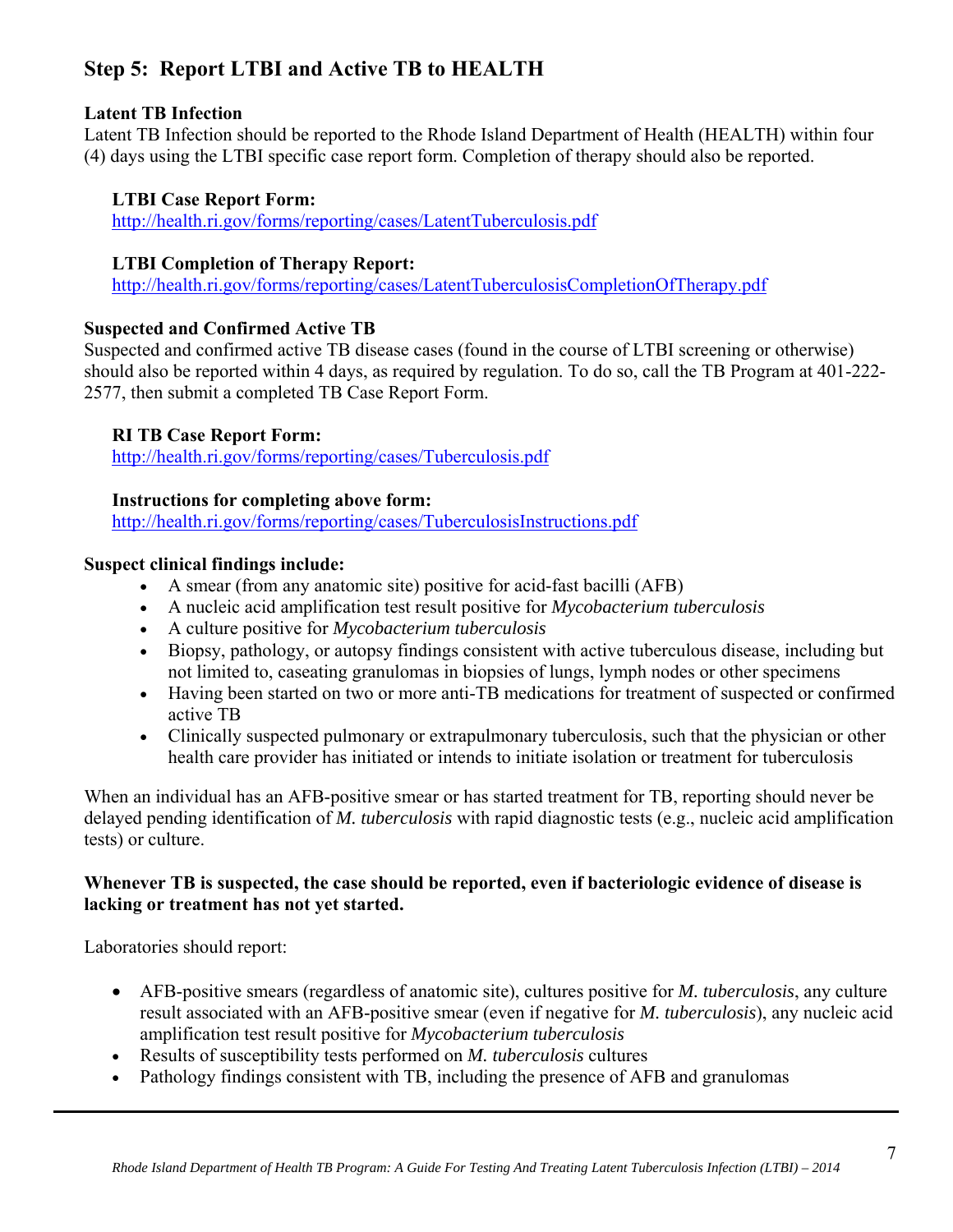## Step 5: Report LTBI and Active TB to HEALTH

**Latent TB Infection**
Latent TB Infection should be reported to the Rhode Island Department of Health (HEALTH) within four (4) days using the LTBI specific case report form. Completion of therapy should also be reported.

**LTBI Case Report Form:**
http://health.ri.gov/forms/reporting/cases/LatentTuberculosis.pdf

**LTBI Completion of Therapy Report:**
http://health.ri.gov/forms/reporting/cases/LatentTuberculosisCompletionOfTherapy.pdf

**Suspected and Confirmed Active TB**
Suspected and confirmed active TB disease cases (found in the course of LTBI screening or otherwise) should also be reported within 4 days, as required by regulation. To do so, call the TB Program at 401-222-2577, then submit a completed TB Case Report Form.

**RI TB Case Report Form:**
http://health.ri.gov/forms/reporting/cases/Tuberculosis.pdf

**Instructions for completing above form:**
http://health.ri.gov/forms/reporting/cases/TuberculosisInstructions.pdf

**Suspect clinical findings include:**

- A smear (from any anatomic site) positive for acid-fast bacilli (AFB)
- A nucleic acid amplification test result positive for *Mycobacterium tuberculosis*
- A culture positive for *Mycobacterium tuberculosis*
- Biopsy, pathology, or autopsy findings consistent with active tuberculous disease, including but not limited to, caseating granulomas in biopsies of lungs, lymph nodes or other specimens
- Having been started on two or more anti-TB medications for treatment of suspected or confirmed active TB
- Clinically suspected pulmonary or extrapulmonary tuberculosis, such that the physician or other health care provider has initiated or intends to initiate isolation or treatment for tuberculosis

When an individual has an AFB-positive smear or has started treatment for TB, reporting should never be delayed pending identification of *M. tuberculosis* with rapid diagnostic tests (e.g., nucleic acid amplification tests) or culture.

**Whenever TB is suspected, the case should be reported, even if bacteriologic evidence of disease is lacking or treatment has not yet started.**

Laboratories should report:

- AFB-positive smears (regardless of anatomic site), cultures positive for *M. tuberculosis*, any culture result associated with an AFB-positive smear (even if negative for *M. tuberculosis*), any nucleic acid amplification test result positive for *Mycobacterium tuberculosis*
- Results of susceptibility tests performed on *M. tuberculosis* cultures
- Pathology findings consistent with TB, including the presence of AFB and granulomas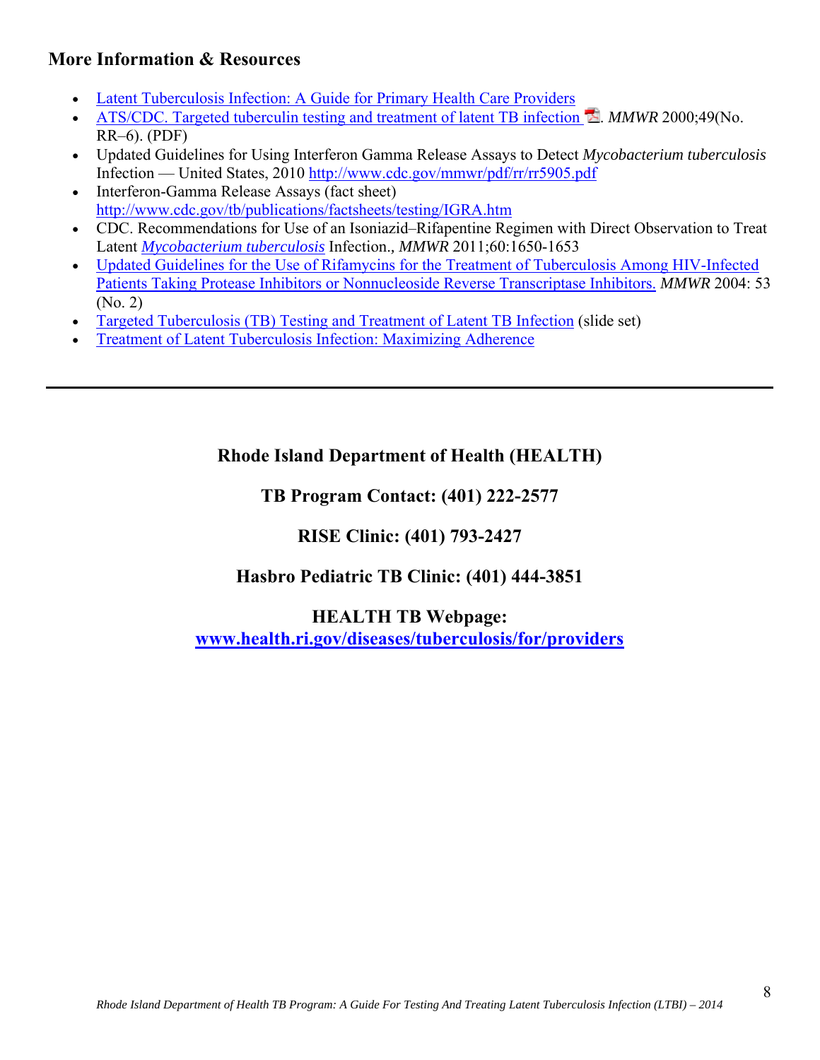## More Information & Resources

- Latent Tuberculosis Infection: A Guide for Primary Health Care Providers
- ATS/CDC. Targeted tuberculin testing and treatment of latent TB infection. *MMWR* 2000;49(No. RR–6). (PDF)
- Updated Guidelines for Using Interferon Gamma Release Assays to Detect *Mycobacterium tuberculosis* Infection — United States, 2010 http://www.cdc.gov/mmwr/pdf/rr/rr5905.pdf
- Interferon-Gamma Release Assays (fact sheet) http://www.cdc.gov/tb/publications/factsheets/testing/IGRA.htm
- CDC. Recommendations for Use of an Isoniazid–Rifapentine Regimen with Direct Observation to Treat Latent *Mycobacterium tuberculosis* Infection., *MMWR* 2011;60:1650-1653
- Updated Guidelines for the Use of Rifamycins for the Treatment of Tuberculosis Among HIV-Infected Patients Taking Protease Inhibitors or Nonnucleoside Reverse Transcriptase Inhibitors. *MMWR* 2004: 53 (No. 2)
- Targeted Tuberculosis (TB) Testing and Treatment of Latent TB Infection (slide set)
- Treatment of Latent Tuberculosis Infection: Maximizing Adherence

---

**Rhode Island Department of Health (HEALTH)**

**TB Program Contact: (401) 222-2577**

**RISE Clinic: (401) 793-2427**

**Hasbro Pediatric TB Clinic: (401) 444-3851**

**HEALTH TB Webpage:**
**www.health.ri.gov/diseases/tuberculosis/for/providers**